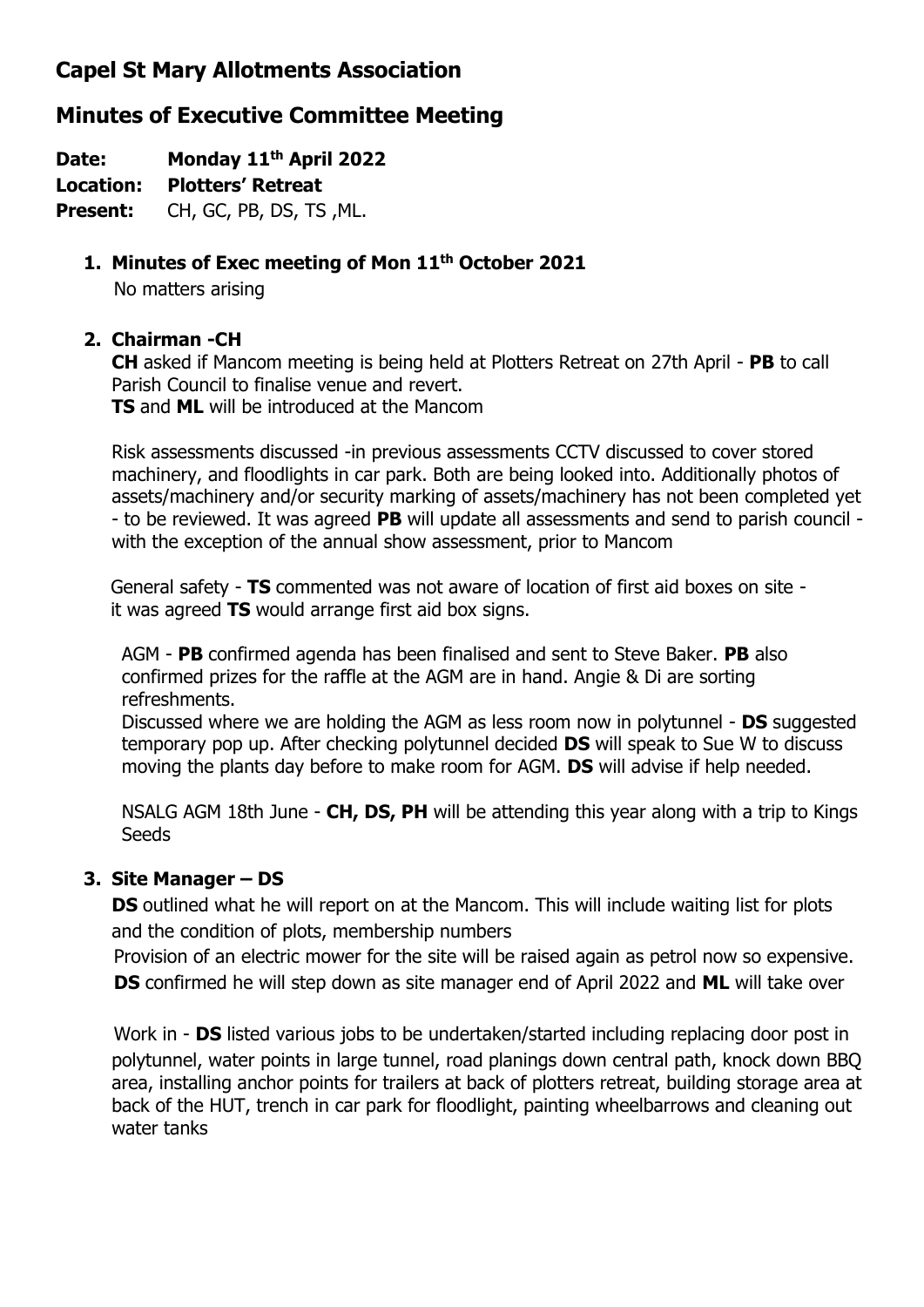# Capel St Mary Allotments Association

## Minutes of Executive Committee Meeting

**Date:** **Monday 11th April 2022**
**Location:** **Plotters' Retreat**
**Present:** CH, GC, PB, DS, TS ,ML.

1. **Minutes of Exec meeting of Mon 11th October 2021**

   No matters arising

2. **Chairman -CH**

   **CH** asked if Mancom meeting is being held at Plotters Retreat on 27th April - **PB** to call Parish Council to finalise venue and revert.
   **TS** and **ML** will be introduced at the Mancom

   Risk assessments discussed -in previous assessments CCTV discussed to cover stored machinery, and floodlights in car park. Both are being looked into. Additionally photos of assets/machinery and/or security marking of assets/machinery has not been completed yet - to be reviewed. It was agreed **PB** will update all assessments and send to parish council - with the exception of the annual show assessment, prior to Mancom

   General safety - **TS** commented was not aware of location of first aid boxes on site - it was agreed **TS** would arrange first aid box signs.

   AGM - **PB** confirmed agenda has been finalised and sent to Steve Baker. **PB** also confirmed prizes for the raffle at the AGM are in hand. Angie & Di are sorting refreshments.
   Discussed where we are holding the AGM as less room now in polytunnel - **DS** suggested temporary pop up. After checking polytunnel decided **DS** will speak to Sue W to discuss moving the plants day before to make room for AGM. **DS** will advise if help needed.

   NSALG AGM 18th June - **CH, DS, PH** will be attending this year along with a trip to Kings Seeds

3. **Site Manager – DS**

   **DS** outlined what he will report on at the Mancom. This will include waiting list for plots and the condition of plots, membership numbers
   Provision of an electric mower for the site will be raised again as petrol now so expensive.
   **DS** confirmed he will step down as site manager end of April 2022 and **ML** will take over

   Work in - **DS** listed various jobs to be undertaken/started including replacing door post in polytunnel, water points in large tunnel, road planings down central path, knock down BBQ area, installing anchor points for trailers at back of plotters retreat, building storage area at back of the HUT, trench in car park for floodlight, painting wheelbarrows and cleaning out water tanks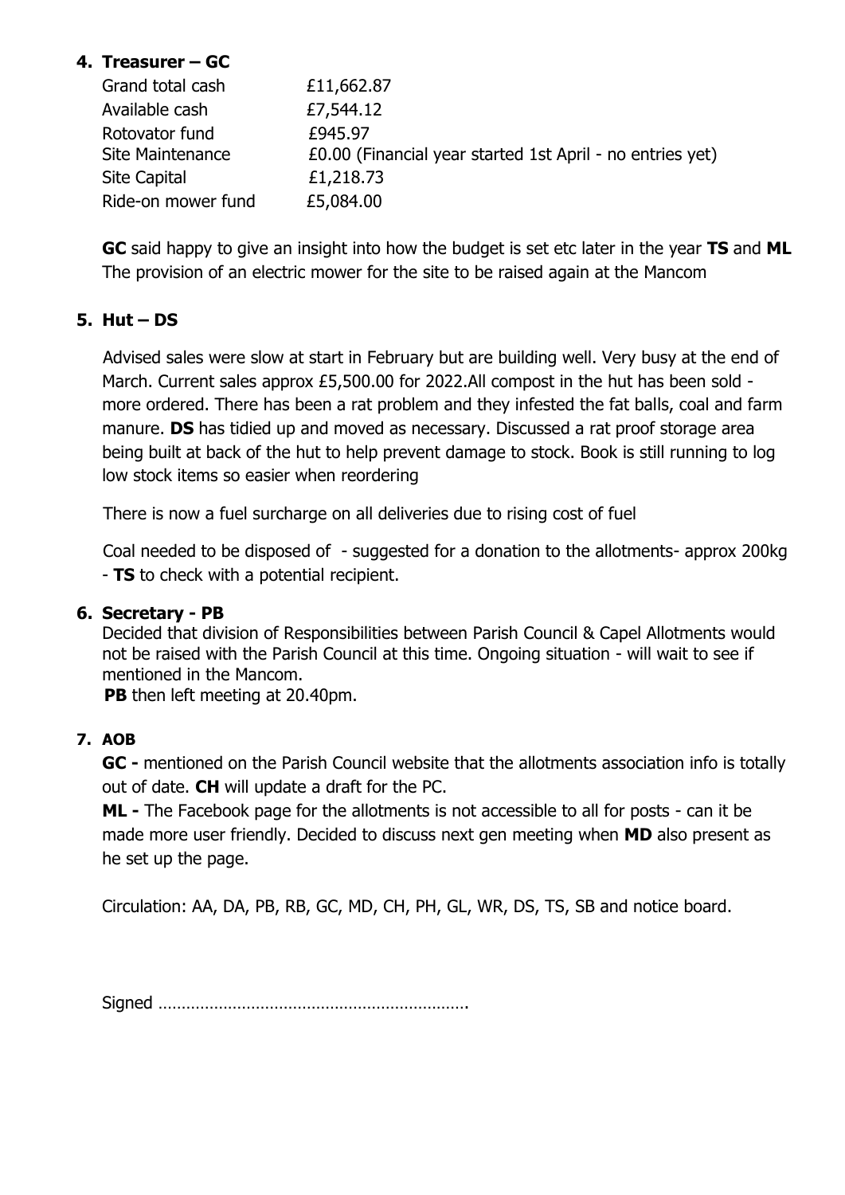4. **Treasurer – GC**

| | |
|---|---|
| Grand total cash | £11,662.87 |
| Available cash | £7,544.12 |
| Rotovator fund | £945.97 |
| Site Maintenance | £0.00 (Financial year started 1st April - no entries yet) |
| Site Capital | £1,218.73 |
| Ride-on mower fund | £5,084.00 |

**GC** said happy to give an insight into how the budget is set etc later in the year **TS** and **ML** The provision of an electric mower for the site to be raised again at the Mancom

5. **Hut – DS**

Advised sales were slow at start in February but are building well. Very busy at the end of March. Current sales approx £5,500.00 for 2022.All compost in the hut has been sold - more ordered. There has been a rat problem and they infested the fat balls, coal and farm manure. **DS** has tidied up and moved as necessary. Discussed a rat proof storage area being built at back of the hut to help prevent damage to stock. Book is still running to log low stock items so easier when reordering

There is now a fuel surcharge on all deliveries due to rising cost of fuel

Coal needed to be disposed of - suggested for a donation to the allotments- approx 200kg - **TS** to check with a potential recipient.

6. **Secretary - PB**

Decided that division of Responsibilities between Parish Council & Capel Allotments would not be raised with the Parish Council at this time. Ongoing situation - will wait to see if mentioned in the Mancom.

**PB** then left meeting at 20.40pm.

7. **AOB**

**GC -** mentioned on the Parish Council website that the allotments association info is totally out of date. **CH** will update a draft for the PC.

**ML -** The Facebook page for the allotments is not accessible to all for posts - can it be made more user friendly. Decided to discuss next gen meeting when **MD** also present as he set up the page.

Circulation: AA, DA, PB, RB, GC, MD, CH, PH, GL, WR, DS, TS, SB and notice board.

Signed ……………………………………………………….